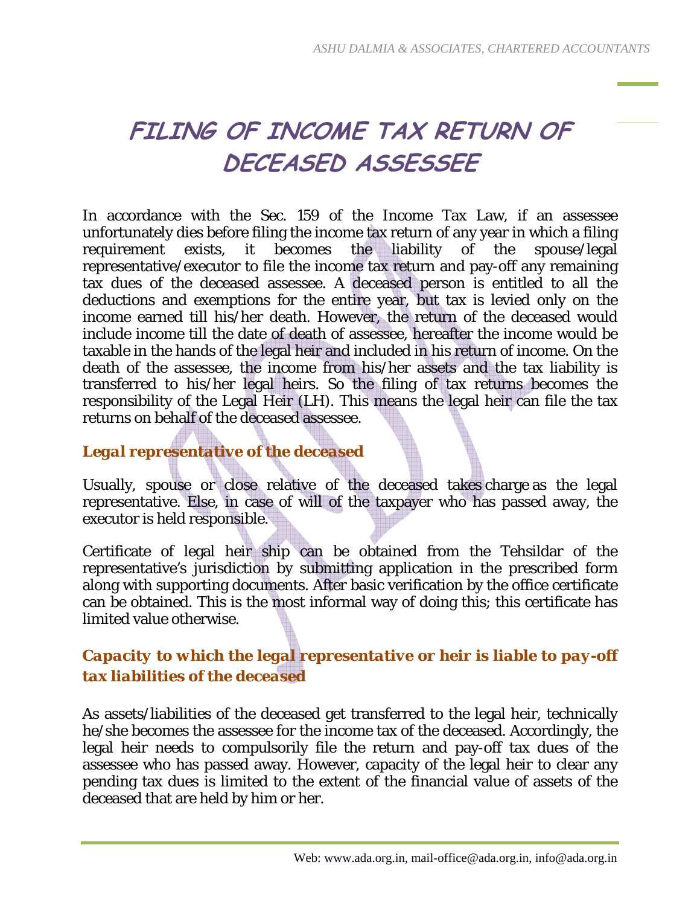# FILING OF INCOME TAX RETURN OF DECEASED ASSESSEE

In accordance with the Sec. 159 of the Income Tax Law, if an assessee unfortunately dies before filing the income tax return of any year in which a filing requirement exists, it becomes the liability of the spouse/legal representative/executor to file the income tax return and pay-off any remaining tax dues of the deceased assessee. A deceased person is entitled to all the deductions and exemptions for the entire year, but tax is levied only on the income earned till his/her death. However, the return of the deceased would include income till the date of death of assessee, hereafter the income would be taxable in the hands of the legal heir and included in his return of income. On the death of the assessee, the income from his/her assets and the tax liability is transferred to his/her legal heirs. So the filing of tax returns becomes the responsibility of the Legal Heir (LH). This means the legal heir can file the tax returns on behalf of the deceased assessee.

### *Legal representative of the deceased*

Usually, spouse or close relative of the deceased takes charge as the legal representative. Else, in case of will of the taxpayer who has passed away, the executor is held responsible.

Certificate of legal heir ship can be obtained from the Tehsildar of the representative's jurisdiction by submitting application in the prescribed form along with supporting documents. After basic verification by the office certificate can be obtained. This is the most informal way of doing this; this certificate has limited value otherwise.

### *Capacity to which the legal representative or heir is liable to pay-off tax liabilities of the deceased*

As assets/liabilities of the deceased get transferred to the legal heir, technically he/she becomes the assessee for the income tax of the deceased. Accordingly, the legal heir needs to compulsorily file the return and pay-off tax dues of the assessee who has passed away. However, capacity of the legal heir to clear any pending tax dues is limited to the extent of the financial value of assets of the deceased that are held by him or her.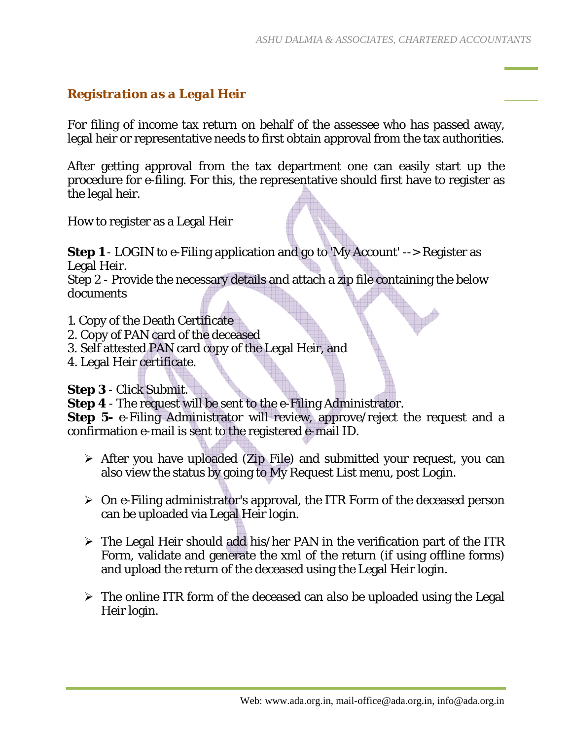## *Registration as a Legal Heir*

For filing of income tax return on behalf of the assessee who has passed away, legal heir or representative needs to first obtain approval from the tax authorities.

After getting approval from the tax department one can easily start up the procedure for e-filing. For this, the representative should first have to register as the legal heir.

How to register as a Legal Heir

**Step 1** - LOGIN to e-Filing application and go to 'My Account' --> Register as Legal Heir.
Step 2 - Provide the necessary details and attach a zip file containing the below documents

1. Copy of the Death Certificate
2. Copy of PAN card of the deceased
3. Self attested PAN card copy of the Legal Heir, and
4. Legal Heir certificate.

**Step 3** - Click Submit.
**Step 4** - The request will be sent to the e-Filing Administrator.
**Step 5-** e-Filing Administrator will review, approve/reject the request and a confirmation e-mail is sent to the registered e-mail ID.

- After you have uploaded (Zip File) and submitted your request, you can also view the status by going to My Request List menu, post Login.
- On e-Filing administrator's approval, the ITR Form of the deceased person can be uploaded via Legal Heir login.
- The Legal Heir should add his/her PAN in the verification part of the ITR Form, validate and generate the xml of the return (if using offline forms) and upload the return of the deceased using the Legal Heir login.
- The online ITR form of the deceased can also be uploaded using the Legal Heir login.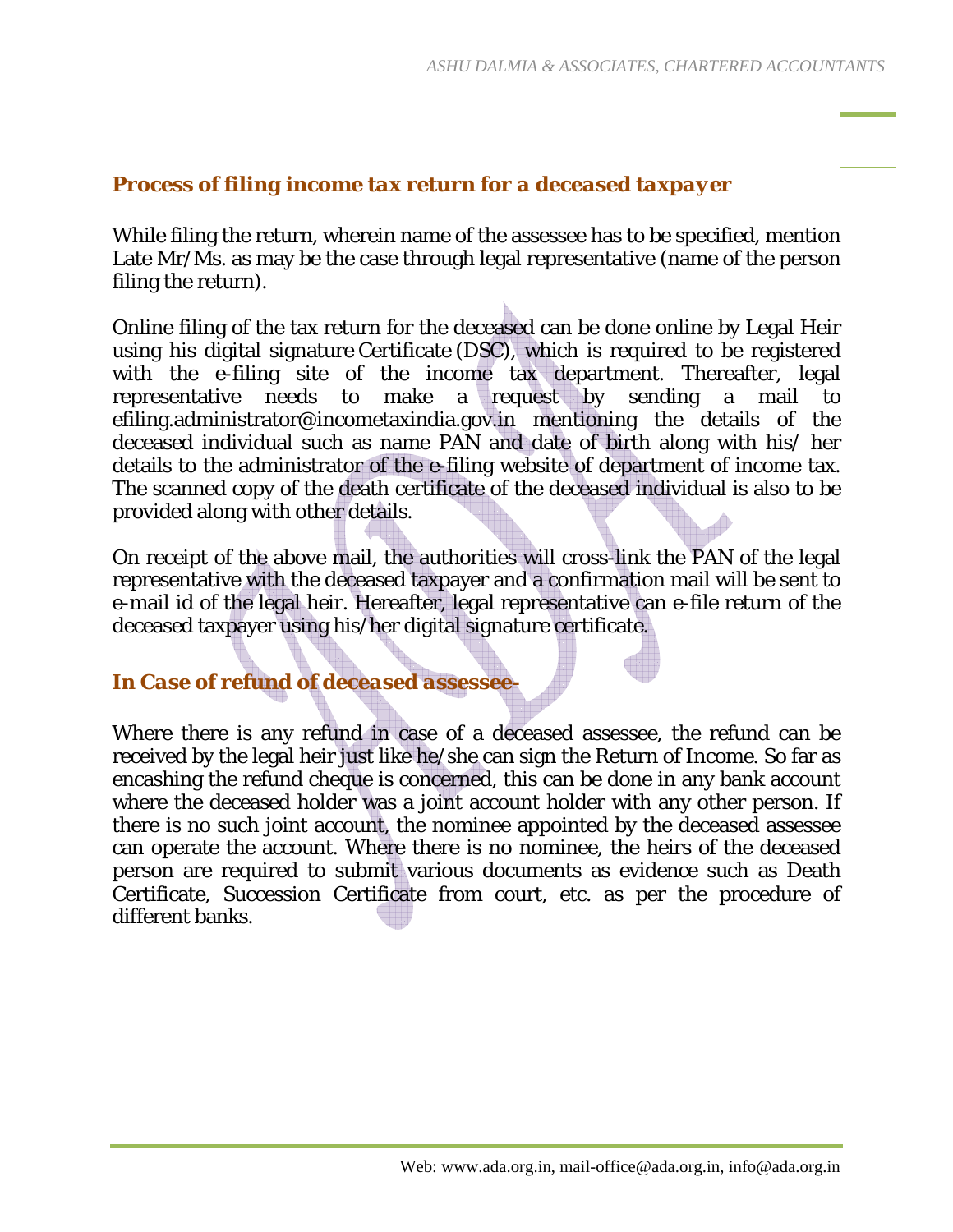## *Process of filing income tax return for a deceased taxpayer*

While filing the return, wherein name of the assessee has to be specified, mention Late Mr/Ms. as may be the case through legal representative (name of the person filing the return).

Online filing of the tax return for the deceased can be done online by Legal Heir using his digital signature Certificate (DSC), which is required to be registered with the e-filing site of the income tax department. Thereafter, legal representative needs to make a request by sending a mail to efiling.administrator@incometaxindia.gov.in mentioning the details of the deceased individual such as name PAN and date of birth along with his/ her details to the administrator of the e-filing website of department of income tax. The scanned copy of the death certificate of the deceased individual is also to be provided along with other details.

On receipt of the above mail, the authorities will cross-link the PAN of the legal representative with the deceased taxpayer and a confirmation mail will be sent to e-mail id of the legal heir. Hereafter, legal representative can e-file return of the deceased taxpayer using his/her digital signature certificate.

## *In Case of refund of deceased assessee-*

Where there is any refund in case of a deceased assessee, the refund can be received by the legal heir just like he/she can sign the Return of Income. So far as encashing the refund cheque is concerned, this can be done in any bank account where the deceased holder was a joint account holder with any other person. If there is no such joint account, the nominee appointed by the deceased assessee can operate the account. Where there is no nominee, the heirs of the deceased person are required to submit various documents as evidence such as Death Certificate, Succession Certificate from court, etc. as per the procedure of different banks.